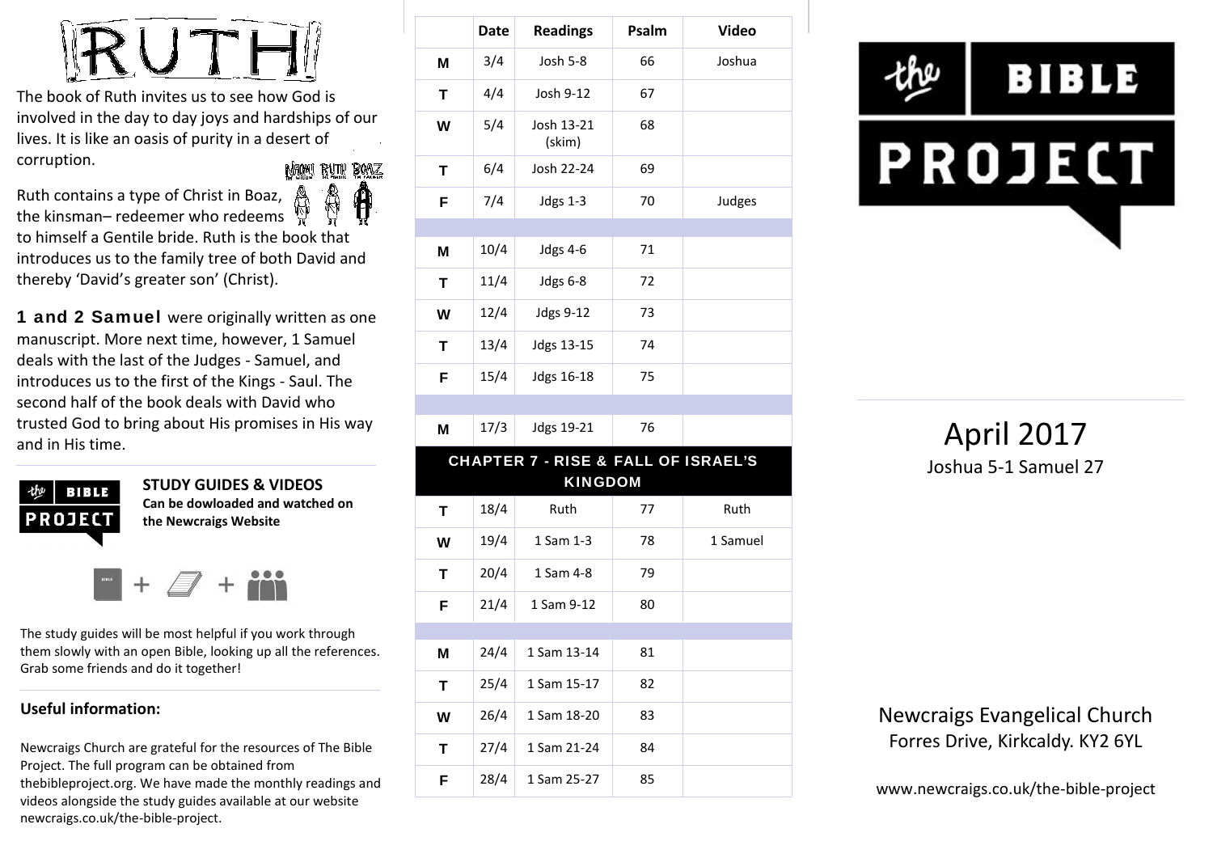# RUTH

The book of Ruth invites us to see how God is involved in the day to day joys and hardships of our lives. It is like an oasis of purity in a desert of corruption.

Ruth contains a type of Christ in Boaz, the kinsman– redeemer who redeems to himself a Gentile bride. Ruth is the book that introduces us to the family tree of both David and thereby 'David's greater son' (Christ).

**1 and 2 Samuel** were originally written as one manuscript. More next time, however, 1 Samuel deals with the last of the Judges - Samuel, and introduces us to the first of the Kings - Saul. The second half of the book deals with David who trusted God to bring about His promises in His way and in His time.

**STUDY GUIDES & VIDEOS**
**Can be dowloaded and watched on the Newcraigs Website**

The study guides will be most helpful if you work through them slowly with an open Bible, looking up all the references. Grab some friends and do it together!

**Useful information:**

Newcraigs Church are grateful for the resources of The Bible Project. The full program can be obtained from thebibleproject.org. We have made the monthly readings and videos alongside the study guides available at our website newcraigs.co.uk/the-bible-project.

| | Date | Readings | Psalm | Video |
|---|---|---|---|---|
| M | 3/4 | Josh 5-8 | 66 | Joshua |
| T | 4/4 | Josh 9-12 | 67 | |
| W | 5/4 | Josh 13-21 (skim) | 68 | |
| T | 6/4 | Josh 22-24 | 69 | |
| F | 7/4 | Jdgs 1-3 | 70 | Judges |
| | | | | |
| M | 10/4 | Jdgs 4-6 | 71 | |
| T | 11/4 | Jdgs 6-8 | 72 | |
| W | 12/4 | Jdgs 9-12 | 73 | |
| T | 13/4 | Jdgs 13-15 | 74 | |
| F | 15/4 | Jdgs 16-18 | 75 | |
| | | | | |
| M | 17/3 | Jdgs 19-21 | 76 | |
| **CHAPTER 7 - RISE & FALL OF ISRAEL'S KINGDOM** | | | | |
| T | 18/4 | Ruth | 77 | Ruth |
| W | 19/4 | 1 Sam 1-3 | 78 | 1 Samuel |
| T | 20/4 | 1 Sam 4-8 | 79 | |
| F | 21/4 | 1 Sam 9-12 | 80 | |
| | | | | |
| M | 24/4 | 1 Sam 13-14 | 81 | |
| T | 25/4 | 1 Sam 15-17 | 82 | |
| W | 26/4 | 1 Sam 18-20 | 83 | |
| T | 27/4 | 1 Sam 21-24 | 84 | |
| F | 28/4 | 1 Sam 25-27 | 85 | |

# the BIBLE PROJECT

## April 2017

Joshua 5-1 Samuel 27

Newcraigs Evangelical Church
Forres Drive, Kirkcaldy. KY2 6YL

www.newcraigs.co.uk/the-bible-project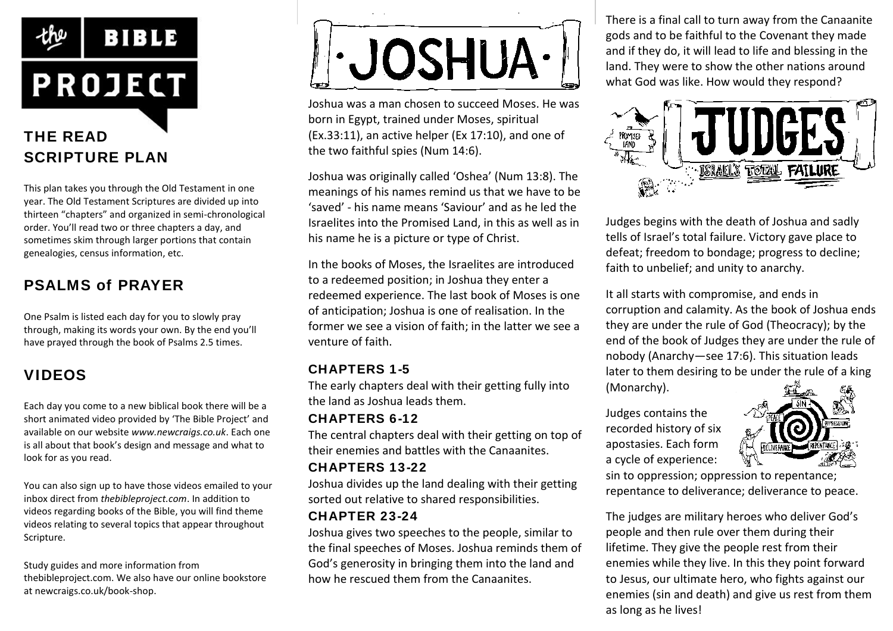# the BIBLE PROJECT

## THE READ SCRIPTURE PLAN

This plan takes you through the Old Testament in one year. The Old Testament Scriptures are divided up into thirteen "chapters" and organized in semi-chronological order. You'll read two or three chapters a day, and sometimes skim through larger portions that contain genealogies, census information, etc.

## PSALMS of PRAYER

One Psalm is listed each day for you to slowly pray through, making its words your own. By the end you'll have prayed through the book of Psalms 2.5 times.

## VIDEOS

Each day you come to a new biblical book there will be a short animated video provided by 'The Bible Project' and available on our website *www.newcraigs.co.uk*. Each one is all about that book's design and message and what to look for as you read.

You can also sign up to have those videos emailed to your inbox direct from *thebibleproject.com*. In addition to videos regarding books of the Bible, you will find theme videos relating to several topics that appear throughout Scripture.

Study guides and more information from thebibleproject.com. We also have our online bookstore at newcraigs.co.uk/book-shop.

# JOSHUA

Joshua was a man chosen to succeed Moses. He was born in Egypt, trained under Moses, spiritual (Ex.33:11), an active helper (Ex 17:10), and one of the two faithful spies (Num 14:6).

Joshua was originally called 'Oshea' (Num 13:8). The meanings of his names remind us that we have to be 'saved' - his name means 'Saviour' and as he led the Israelites into the Promised Land, in this as well as in his name he is a picture or type of Christ.

In the books of Moses, the Israelites are introduced to a redeemed position; in Joshua they enter a redeemed experience. The last book of Moses is one of anticipation; Joshua is one of realisation. In the former we see a vision of faith; in the latter we see a venture of faith.

### CHAPTERS 1-5

The early chapters deal with their getting fully into the land as Joshua leads them.

### CHAPTERS 6-12

The central chapters deal with their getting on top of their enemies and battles with the Canaanites.

### CHAPTERS 13-22

Joshua divides up the land dealing with their getting sorted out relative to shared responsibilities.

### CHAPTER 23-24

Joshua gives two speeches to the people, similar to the final speeches of Moses. Joshua reminds them of God's generosity in bringing them into the land and how he rescued them from the Canaanites.

There is a final call to turn away from the Canaanite gods and to be faithful to the Covenant they made and if they do, it will lead to life and blessing in the land. They were to show the other nations around what God was like. How would they respond?

# JUDGES

ISRAEL'S TOTAL FAILURE

Judges begins with the death of Joshua and sadly tells of Israel's total failure. Victory gave place to defeat; freedom to bondage; progress to decline; faith to unbelief; and unity to anarchy.

It all starts with compromise, and ends in corruption and calamity. As the book of Joshua ends they are under the rule of God (Theocracy); by the end of the book of Judges they are under the rule of nobody (Anarchy—see 17:6). This situation leads later to them desiring to be under the rule of a king (Monarchy).

Judges contains the recorded history of six apostasies. Each form a cycle of experience: sin to oppression; oppression to repentance; repentance to deliverance; deliverance to peace.

The judges are military heroes who deliver God's people and then rule over them during their lifetime. They give the people rest from their enemies while they live. In this they point forward to Jesus, our ultimate hero, who fights against our enemies (sin and death) and give us rest from them as long as he lives!